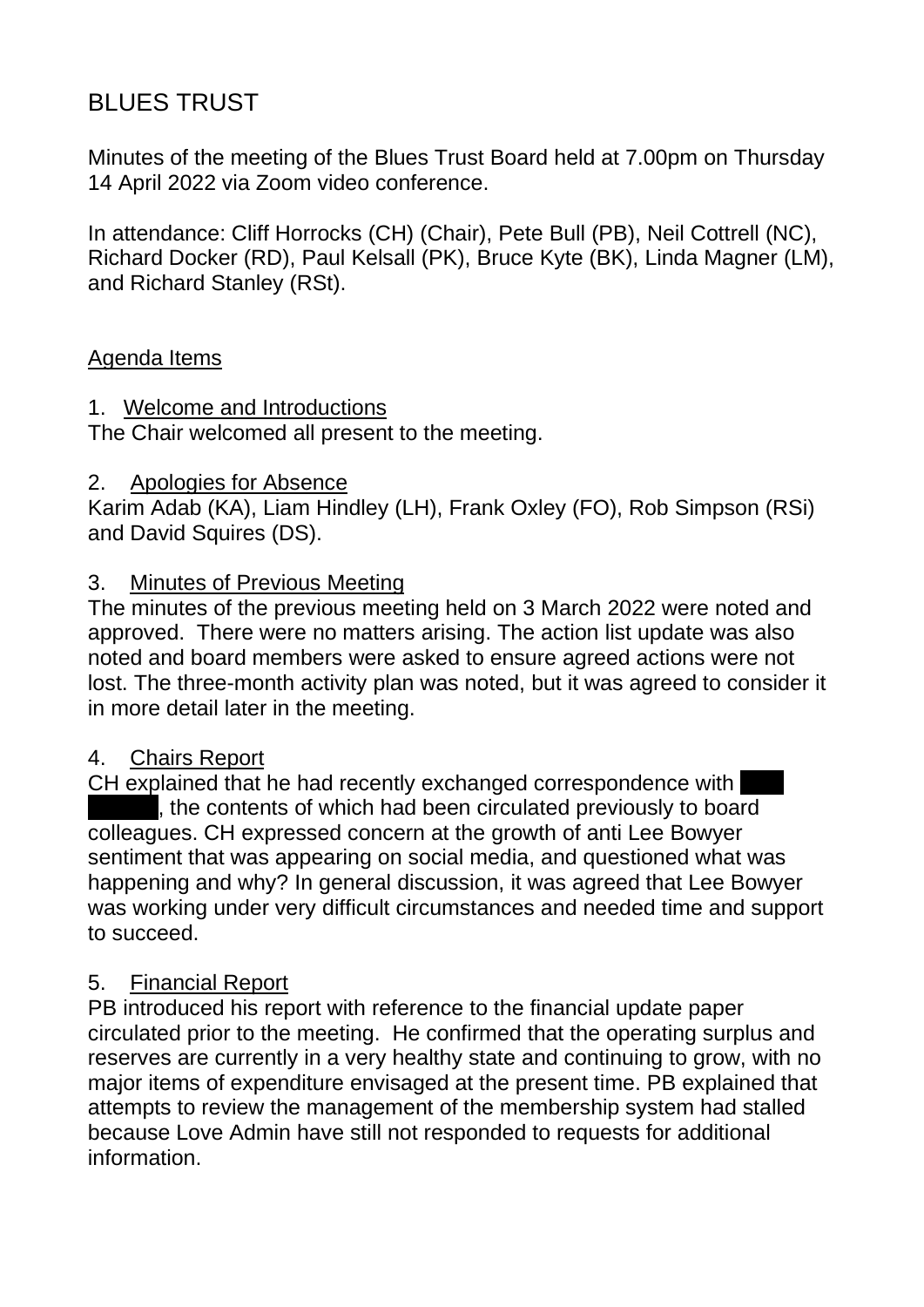# BLUES TRUST

Minutes of the meeting of the Blues Trust Board held at 7.00pm on Thursday 14 April 2022 via Zoom video conference.

In attendance: Cliff Horrocks (CH) (Chair), Pete Bull (PB), Neil Cottrell (NC), Richard Docker (RD), Paul Kelsall (PK), Bruce Kyte (BK), Linda Magner (LM), and Richard Stanley (RSt).

## Agenda Items

### 1. Welcome and Introductions

The Chair welcomed all present to the meeting.

### 2. Apologies for Absence

Karim Adab (KA), Liam Hindley (LH), Frank Oxley (FO), Rob Simpson (RSi) and David Squires (DS).

### 3. Minutes of Previous Meeting

The minutes of the previous meeting held on 3 March 2022 were noted and approved. There were no matters arising. The action list update was also noted and board members were asked to ensure agreed actions were not lost. The three-month activity plan was noted, but it was agreed to consider it in more detail later in the meeting.

### 4. Chairs Report

CH explained that he had recently exchanged correspondence with [redacted], the contents of which had been circulated previously to board colleagues. CH expressed concern at the growth of anti Lee Bowyer sentiment that was appearing on social media, and questioned what was happening and why? In general discussion, it was agreed that Lee Bowyer was working under very difficult circumstances and needed time and support to succeed.

### 5. Financial Report

PB introduced his report with reference to the financial update paper circulated prior to the meeting. He confirmed that the operating surplus and reserves are currently in a very healthy state and continuing to grow, with no major items of expenditure envisaged at the present time. PB explained that attempts to review the management of the membership system had stalled because Love Admin have still not responded to requests for additional information.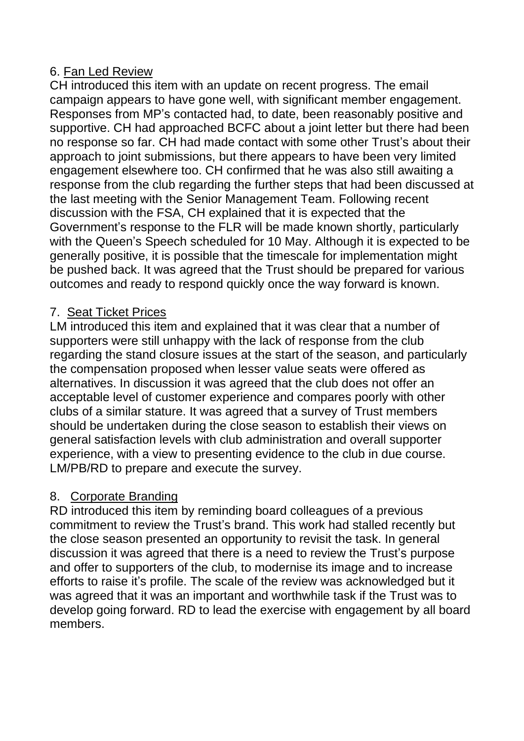6. Fan Led Review

CH introduced this item with an update on recent progress. The email campaign appears to have gone well, with significant member engagement. Responses from MP's contacted had, to date, been reasonably positive and supportive. CH had approached BCFC about a joint letter but there had been no response so far. CH had made contact with some other Trust's about their approach to joint submissions, but there appears to have been very limited engagement elsewhere too. CH confirmed that he was also still awaiting a response from the club regarding the further steps that had been discussed at the last meeting with the Senior Management Team. Following recent discussion with the FSA, CH explained that it is expected that the Government's response to the FLR will be made known shortly, particularly with the Queen's Speech scheduled for 10 May. Although it is expected to be generally positive, it is possible that the timescale for implementation might be pushed back. It was agreed that the Trust should be prepared for various outcomes and ready to respond quickly once the way forward is known.

7. Seat Ticket Prices

LM introduced this item and explained that it was clear that a number of supporters were still unhappy with the lack of response from the club regarding the stand closure issues at the start of the season, and particularly the compensation proposed when lesser value seats were offered as alternatives. In discussion it was agreed that the club does not offer an acceptable level of customer experience and compares poorly with other clubs of a similar stature. It was agreed that a survey of Trust members should be undertaken during the close season to establish their views on general satisfaction levels with club administration and overall supporter experience, with a view to presenting evidence to the club in due course. LM/PB/RD to prepare and execute the survey.

8. Corporate Branding

RD introduced this item by reminding board colleagues of a previous commitment to review the Trust's brand. This work had stalled recently but the close season presented an opportunity to revisit the task. In general discussion it was agreed that there is a need to review the Trust's purpose and offer to supporters of the club, to modernise its image and to increase efforts to raise it's profile. The scale of the review was acknowledged but it was agreed that it was an important and worthwhile task if the Trust was to develop going forward. RD to lead the exercise with engagement by all board members.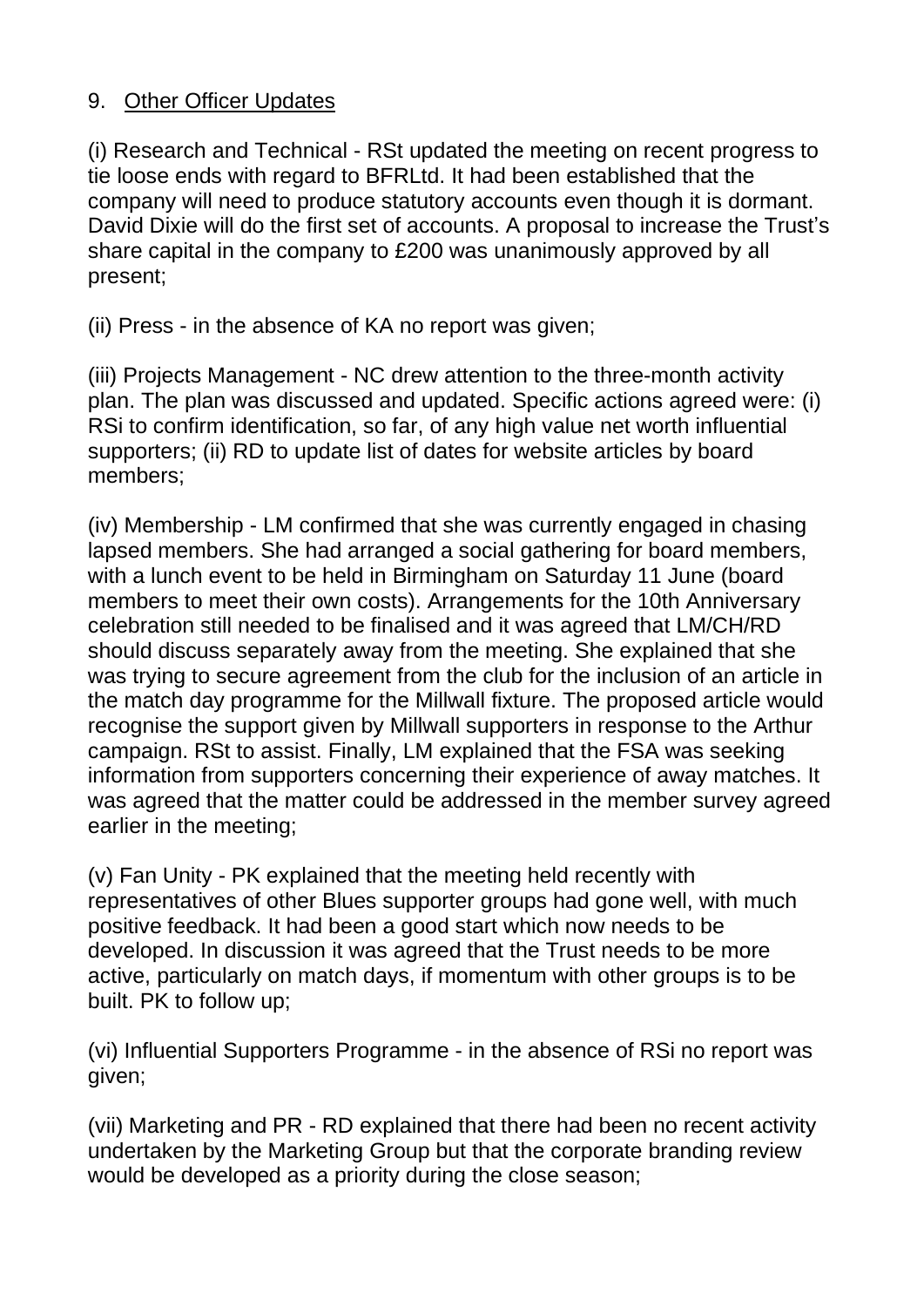9. <u>Other Officer Updates</u>

(i) Research and Technical - RSt updated the meeting on recent progress to tie loose ends with regard to BFRLtd. It had been established that the company will need to produce statutory accounts even though it is dormant. David Dixie will do the first set of accounts. A proposal to increase the Trust's share capital in the company to £200 was unanimously approved by all present;

(ii) Press - in the absence of KA no report was given;

(iii) Projects Management - NC drew attention to the three-month activity plan. The plan was discussed and updated. Specific actions agreed were: (i) RSi to confirm identification, so far, of any high value net worth influential supporters; (ii) RD to update list of dates for website articles by board members;

(iv) Membership - LM confirmed that she was currently engaged in chasing lapsed members. She had arranged a social gathering for board members, with a lunch event to be held in Birmingham on Saturday 11 June (board members to meet their own costs). Arrangements for the 10th Anniversary celebration still needed to be finalised and it was agreed that LM/CH/RD should discuss separately away from the meeting. She explained that she was trying to secure agreement from the club for the inclusion of an article in the match day programme for the Millwall fixture. The proposed article would recognise the support given by Millwall supporters in response to the Arthur campaign. RSt to assist. Finally, LM explained that the FSA was seeking information from supporters concerning their experience of away matches. It was agreed that the matter could be addressed in the member survey agreed earlier in the meeting;

(v) Fan Unity - PK explained that the meeting held recently with representatives of other Blues supporter groups had gone well, with much positive feedback. It had been a good start which now needs to be developed. In discussion it was agreed that the Trust needs to be more active, particularly on match days, if momentum with other groups is to be built. PK to follow up;

(vi) Influential Supporters Programme - in the absence of RSi no report was given;

(vii) Marketing and PR - RD explained that there had been no recent activity undertaken by the Marketing Group but that the corporate branding review would be developed as a priority during the close season;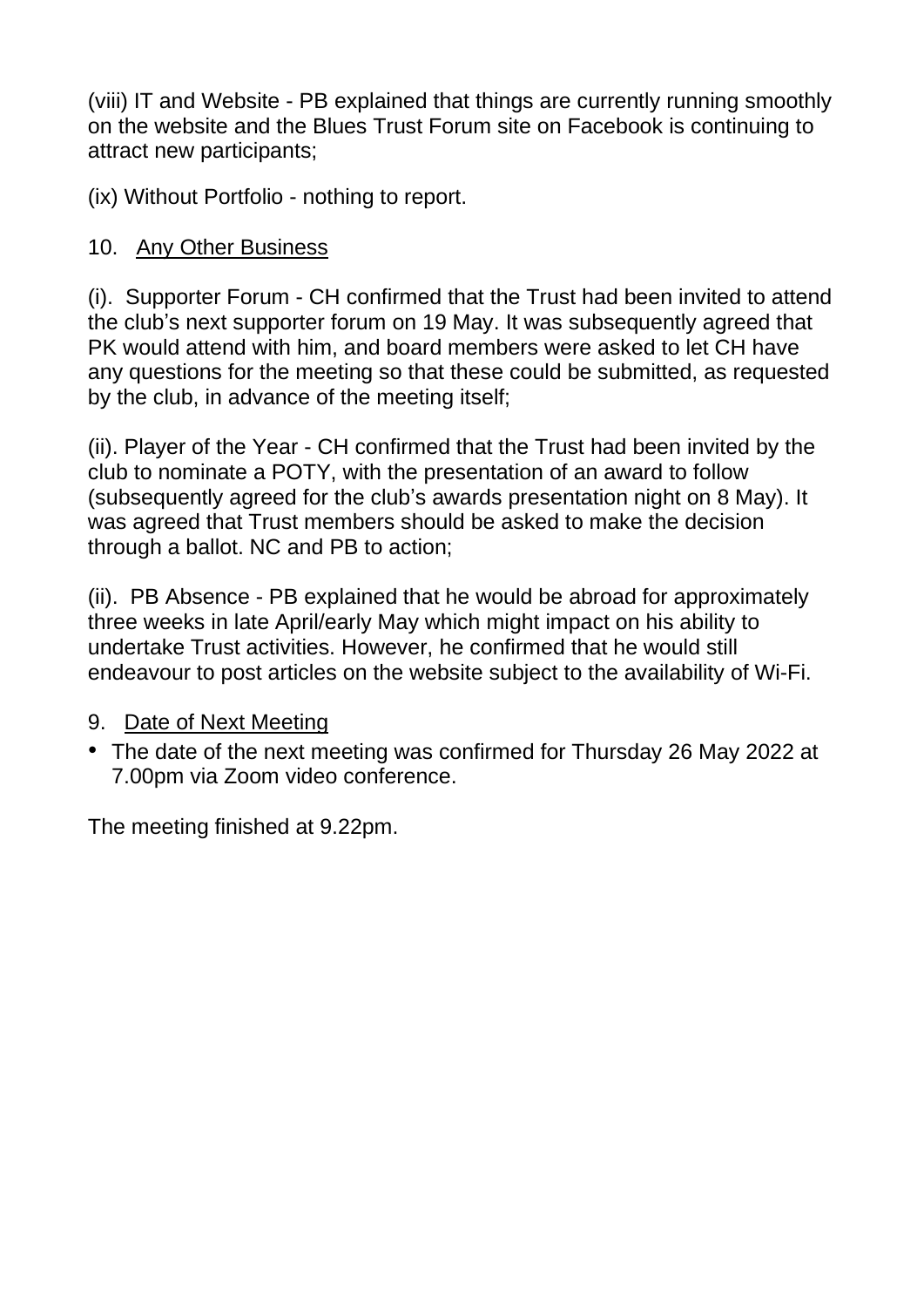(viii) IT and Website - PB explained that things are currently running smoothly on the website and the Blues Trust Forum site on Facebook is continuing to attract new participants;

(ix) Without Portfolio - nothing to report.

10. <u>Any Other Business</u>

(i). Supporter Forum - CH confirmed that the Trust had been invited to attend the club's next supporter forum on 19 May. It was subsequently agreed that PK would attend with him, and board members were asked to let CH have any questions for the meeting so that these could be submitted, as requested by the club, in advance of the meeting itself;

(ii). Player of the Year - CH confirmed that the Trust had been invited by the club to nominate a POTY, with the presentation of an award to follow (subsequently agreed for the club's awards presentation night on 8 May). It was agreed that Trust members should be asked to make the decision through a ballot. NC and PB to action;

(ii). PB Absence - PB explained that he would be abroad for approximately three weeks in late April/early May which might impact on his ability to undertake Trust activities. However, he confirmed that he would still endeavour to post articles on the website subject to the availability of Wi-Fi.

9. <u>Date of Next Meeting</u>

- The date of the next meeting was confirmed for Thursday 26 May 2022 at 7.00pm via Zoom video conference.

The meeting finished at 9.22pm.